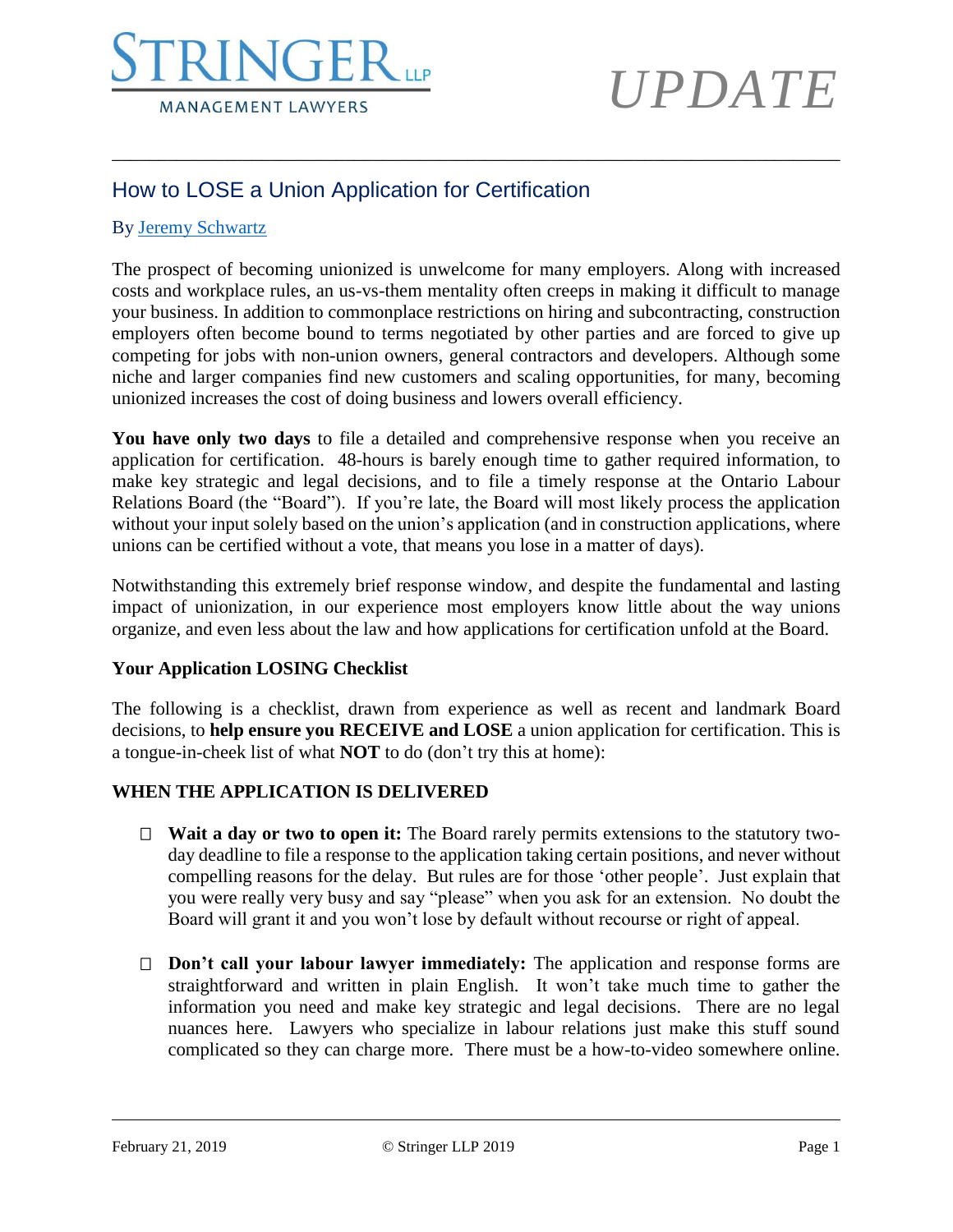# STRINGER LLP

MANAGEMENT LAWYERS

*UPDATE*

## How to LOSE a Union Application for Certification

By [Jeremy Schwartz]

The prospect of becoming unionized is unwelcome for many employers. Along with increased costs and workplace rules, an us-vs-them mentality often creeps in making it difficult to manage your business. In addition to commonplace restrictions on hiring and subcontracting, construction employers often become bound to terms negotiated by other parties and are forced to give up competing for jobs with non-union owners, general contractors and developers. Although some niche and larger companies find new customers and scaling opportunities, for many, becoming unionized increases the cost of doing business and lowers overall efficiency.

**You have only two days** to file a detailed and comprehensive response when you receive an application for certification. 48-hours is barely enough time to gather required information, to make key strategic and legal decisions, and to file a timely response at the Ontario Labour Relations Board (the "Board"). If you're late, the Board will most likely process the application without your input solely based on the union's application (and in construction applications, where unions can be certified without a vote, that means you lose in a matter of days).

Notwithstanding this extremely brief response window, and despite the fundamental and lasting impact of unionization, in our experience most employers know little about the way unions organize, and even less about the law and how applications for certification unfold at the Board.

### Your Application LOSING Checklist

The following is a checklist, drawn from experience as well as recent and landmark Board decisions, to **help ensure you RECEIVE and LOSE** a union application for certification. This is a tongue-in-cheek list of what **NOT** to do (don't try this at home):

### WHEN THE APPLICATION IS DELIVERED

- ☐ **Wait a day or two to open it:** The Board rarely permits extensions to the statutory two-day deadline to file a response to the application taking certain positions, and never without compelling reasons for the delay. But rules are for those 'other people'. Just explain that you were really very busy and say "please" when you ask for an extension. No doubt the Board will grant it and you won't lose by default without recourse or right of appeal.

- ☐ **Don't call your labour lawyer immediately:** The application and response forms are straightforward and written in plain English. It won't take much time to gather the information you need and make key strategic and legal decisions. There are no legal nuances here. Lawyers who specialize in labour relations just make this stuff sound complicated so they can charge more. There must be a how-to-video somewhere online.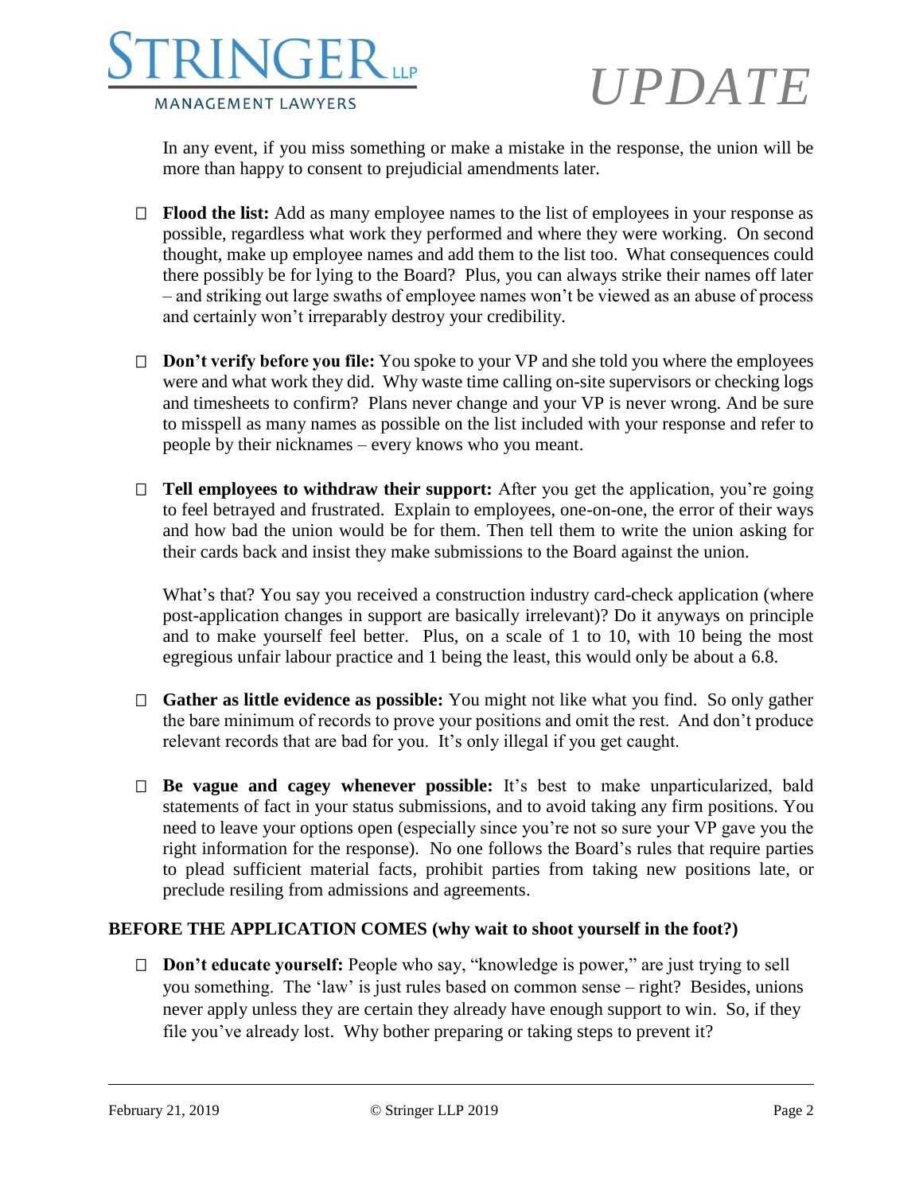In any event, if you miss something or make a mistake in the response, the union will be more than happy to consent to prejudicial amendments later.

- ☐ **Flood the list:** Add as many employee names to the list of employees in your response as possible, regardless what work they performed and where they were working. On second thought, make up employee names and add them to the list too. What consequences could there possibly be for lying to the Board? Plus, you can always strike their names off later – and striking out large swaths of employee names won't be viewed as an abuse of process and certainly won't irreparably destroy your credibility.

- ☐ **Don't verify before you file:** You spoke to your VP and she told you where the employees were and what work they did. Why waste time calling on-site supervisors or checking logs and timesheets to confirm? Plans never change and your VP is never wrong. And be sure to misspell as many names as possible on the list included with your response and refer to people by their nicknames – every knows who you meant.

- ☐ **Tell employees to withdraw their support:** After you get the application, you're going to feel betrayed and frustrated. Explain to employees, one-on-one, the error of their ways and how bad the union would be for them. Then tell them to write the union asking for their cards back and insist they make submissions to the Board against the union.

  What's that? You say you received a construction industry card-check application (where post-application changes in support are basically irrelevant)? Do it anyways on principle and to make yourself feel better. Plus, on a scale of 1 to 10, with 10 being the most egregious unfair labour practice and 1 being the least, this would only be about a 6.8.

- ☐ **Gather as little evidence as possible:** You might not like what you find. So only gather the bare minimum of records to prove your positions and omit the rest. And don't produce relevant records that are bad for you. It's only illegal if you get caught.

- ☐ **Be vague and cagey whenever possible:** It's best to make unparticularized, bald statements of fact in your status submissions, and to avoid taking any firm positions. You need to leave your options open (especially since you're not so sure your VP gave you the right information for the response). No one follows the Board's rules that require parties to plead sufficient material facts, prohibit parties from taking new positions late, or preclude resiling from admissions and agreements.

## BEFORE THE APPLICATION COMES (why wait to shoot yourself in the foot?)

- ☐ **Don't educate yourself:** People who say, "knowledge is power," are just trying to sell you something. The 'law' is just rules based on common sense – right? Besides, unions never apply unless they are certain they already have enough support to win. So, if they file you've already lost. Why bother preparing or taking steps to prevent it?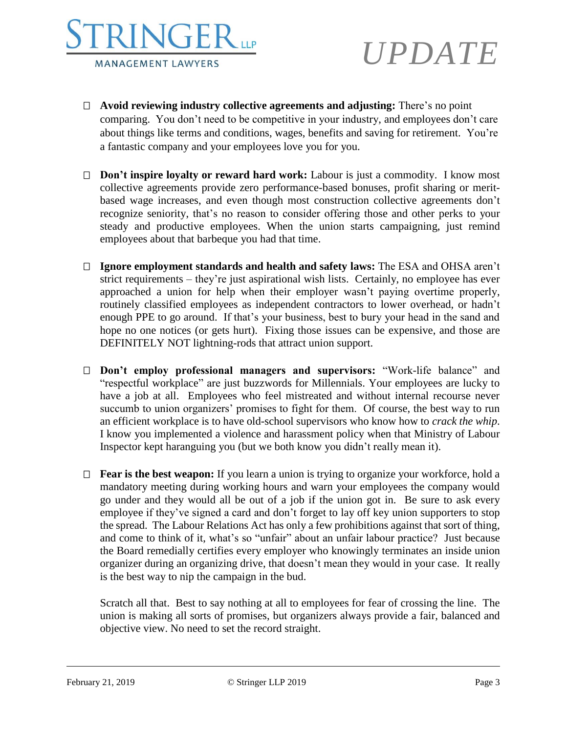- **Avoid reviewing industry collective agreements and adjusting:** There's no point comparing. You don't need to be competitive in your industry, and employees don't care about things like terms and conditions, wages, benefits and saving for retirement. You're a fantastic company and your employees love you for you.

- **Don't inspire loyalty or reward hard work:** Labour is just a commodity. I know most collective agreements provide zero performance-based bonuses, profit sharing or merit-based wage increases, and even though most construction collective agreements don't recognize seniority, that's no reason to consider offering those and other perks to your steady and productive employees. When the union starts campaigning, just remind employees about that barbeque you had that time.

- **Ignore employment standards and health and safety laws:** The ESA and OHSA aren't strict requirements – they're just aspirational wish lists. Certainly, no employee has ever approached a union for help when their employer wasn't paying overtime properly, routinely classified employees as independent contractors to lower overhead, or hadn't enough PPE to go around. If that's your business, best to bury your head in the sand and hope no one notices (or gets hurt). Fixing those issues can be expensive, and those are DEFINITELY NOT lightning-rods that attract union support.

- **Don't employ professional managers and supervisors:** "Work-life balance" and "respectful workplace" are just buzzwords for Millennials. Your employees are lucky to have a job at all. Employees who feel mistreated and without internal recourse never succumb to union organizers' promises to fight for them. Of course, the best way to run an efficient workplace is to have old-school supervisors who know how to *crack the whip*. I know you implemented a violence and harassment policy when that Ministry of Labour Inspector kept haranguing you (but we both know you didn't really mean it).

- **Fear is the best weapon:** If you learn a union is trying to organize your workforce, hold a mandatory meeting during working hours and warn your employees the company would go under and they would all be out of a job if the union got in. Be sure to ask every employee if they've signed a card and don't forget to lay off key union supporters to stop the spread. The Labour Relations Act has only a few prohibitions against that sort of thing, and come to think of it, what's so "unfair" about an unfair labour practice? Just because the Board remedially certifies every employer who knowingly terminates an inside union organizer during an organizing drive, that doesn't mean they would in your case. It really is the best way to nip the campaign in the bud.

  Scratch all that. Best to say nothing at all to employees for fear of crossing the line. The union is making all sorts of promises, but organizers always provide a fair, balanced and objective view. No need to set the record straight.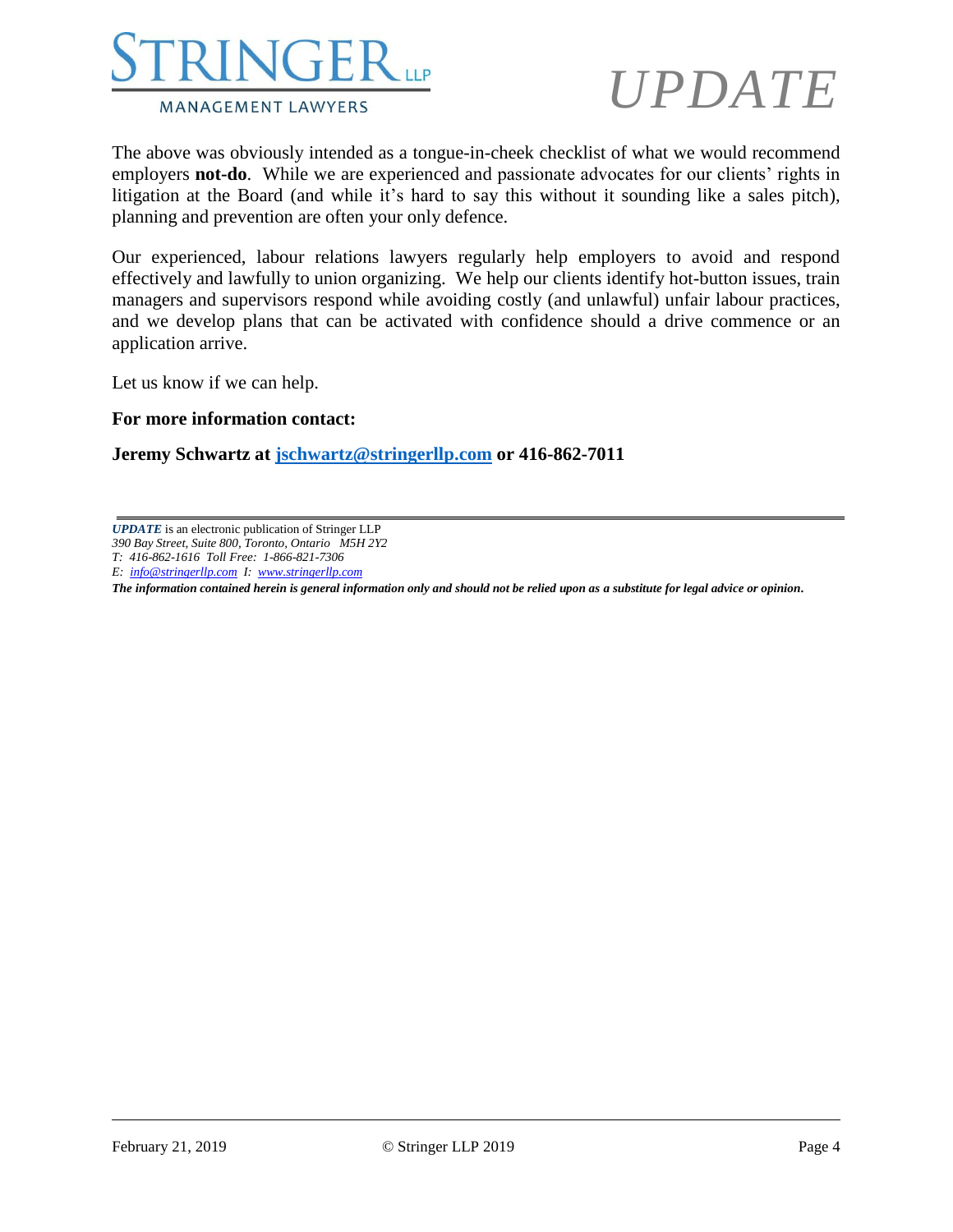The above was obviously intended as a tongue-in-cheek checklist of what we would recommend employers **not-do**. While we are experienced and passionate advocates for our clients' rights in litigation at the Board (and while it's hard to say this without it sounding like a sales pitch), planning and prevention are often your only defence.

Our experienced, labour relations lawyers regularly help employers to avoid and respond effectively and lawfully to union organizing. We help our clients identify hot-button issues, train managers and supervisors respond while avoiding costly (and unlawful) unfair labour practices, and we develop plans that can be activated with confidence should a drive commence or an application arrive.

Let us know if we can help.

**For more information contact:**

**Jeremy Schwartz at [jschwartz@stringerllp.com](mailto:jschwartz@stringerllp.com) or 416-862-7011**

---

***UPDATE*** is an electronic publication of Stringer LLP
*390 Bay Street, Suite 800, Toronto, Ontario M5H 2Y2*
*T: 416-862-1616 Toll Free: 1-866-821-7306*
*E: [info@stringerllp.com](mailto:info@stringerllp.com) I: [www.stringerllp.com](http://www.stringerllp.com)*
***The information contained herein is general information only and should not be relied upon as a substitute for legal advice or opinion.***